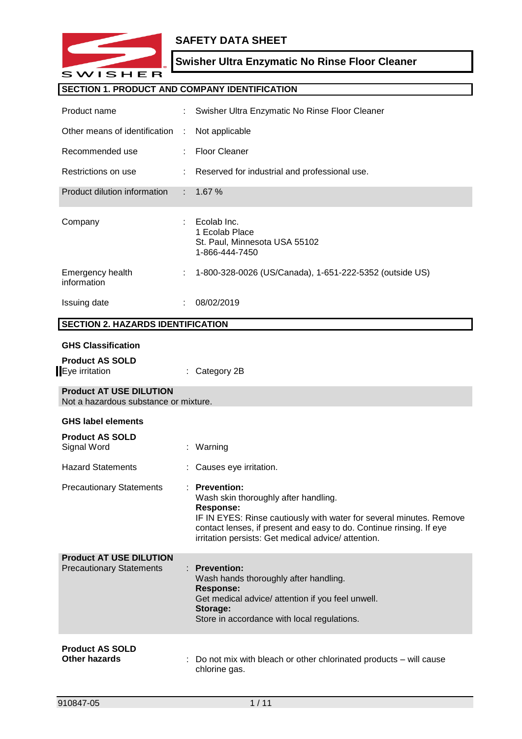# SAFETY DATA SHEET

## Swisher Ultra Enzymatic No Rinse Floor Cleaner

## SECTION 1. PRODUCT AND COMPANY IDENTIFICATION

| | | |
|---|---|---|
| Product name | : | Swisher Ultra Enzymatic No Rinse Floor Cleaner |
| Other means of identification | : | Not applicable |
| Recommended use | : | Floor Cleaner |
| Restrictions on use | : | Reserved for industrial and professional use. |
| Product dilution information | : | 1.67 % |
| Company | : | Ecolab Inc.<br>1 Ecolab Place<br>St. Paul, Minnesota USA 55102<br>1-866-444-7450 |
| Emergency health information | : | 1-800-328-0026 (US/Canada), 1-651-222-5352 (outside US) |
| Issuing date | : | 08/02/2019 |

## SECTION 2. HAZARDS IDENTIFICATION

**GHS Classification**

**Product AS SOLD**

Eye irritation : Category 2B

**Product AT USE DILUTION**

Not a hazardous substance or mixture.

**GHS label elements**

**Product AS SOLD**

| | | |
|---|---|---|
| Signal Word | : | Warning |
| Hazard Statements | : | Causes eye irritation. |
| Precautionary Statements | : | **Prevention:**<br>Wash skin thoroughly after handling.<br>**Response:**<br>IF IN EYES: Rinse cautiously with water for several minutes. Remove contact lenses, if present and easy to do. Continue rinsing. If eye irritation persists: Get medical advice/ attention. |

**Product AT USE DILUTION**

| | | |
|---|---|---|
| Precautionary Statements | : | **Prevention:**<br>Wash hands thoroughly after handling.<br>**Response:**<br>Get medical advice/ attention if you feel unwell.<br>**Storage:**<br>Store in accordance with local regulations. |

**Product AS SOLD**

**Other hazards** : Do not mix with bleach or other chlorinated products – will cause chlorine gas.

910847-05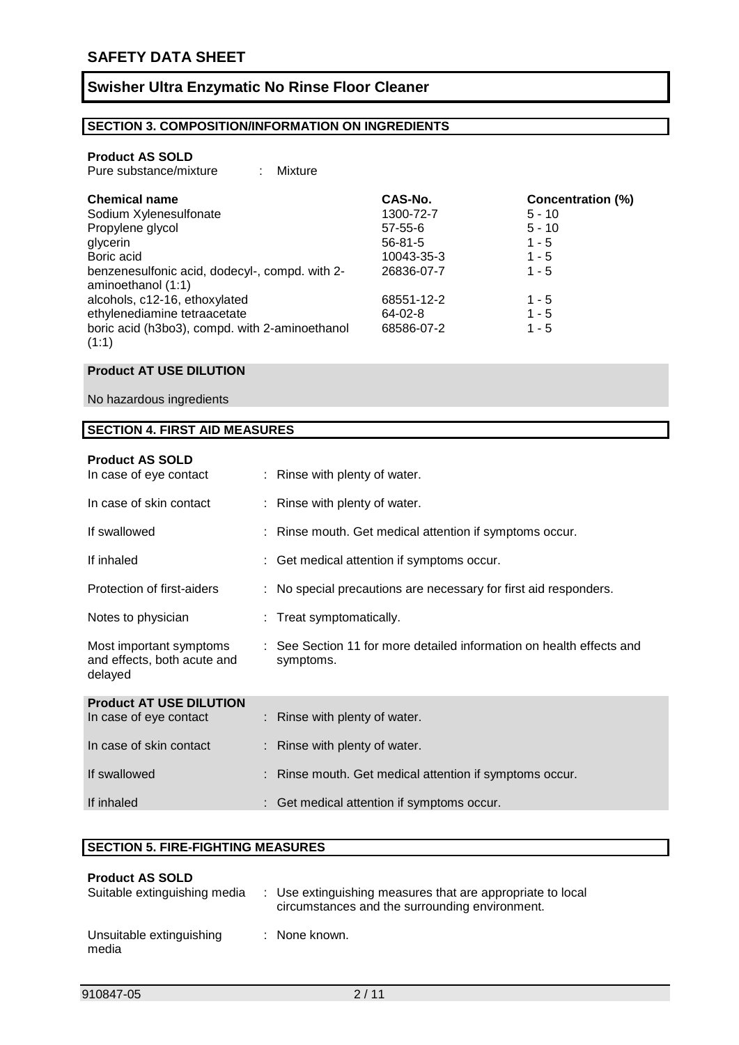## SECTION 3. COMPOSITION/INFORMATION ON INGREDIENTS

**Product AS SOLD**

Pure substance/mixture : Mixture

| Chemical name | CAS-No. | Concentration (%) |
|---|---|---|
| Sodium Xylenesulfonate | 1300-72-7 | 5 - 10 |
| Propylene glycol | 57-55-6 | 5 - 10 |
| glycerin | 56-81-5 | 1 - 5 |
| Boric acid | 10043-35-3 | 1 - 5 |
| benzenesulfonic acid, dodecyl-, compd. with 2-aminoethanol (1:1) | 26836-07-7 | 1 - 5 |
| alcohols, c12-16, ethoxylated | 68551-12-2 | 1 - 5 |
| ethylenediamine tetraacetate | 64-02-8 | 1 - 5 |
| boric acid (h3bo3), compd. with 2-aminoethanol (1:1) | 68586-07-2 | 1 - 5 |

**Product AT USE DILUTION**

No hazardous ingredients

## SECTION 4. FIRST AID MEASURES

**Product AS SOLD**

| | |
|---|---|
| In case of eye contact | : Rinse with plenty of water. |
| In case of skin contact | : Rinse with plenty of water. |
| If swallowed | : Rinse mouth. Get medical attention if symptoms occur. |
| If inhaled | : Get medical attention if symptoms occur. |
| Protection of first-aiders | : No special precautions are necessary for first aid responders. |
| Notes to physician | : Treat symptomatically. |
| Most important symptoms and effects, both acute and delayed | : See Section 11 for more detailed information on health effects and symptoms. |

**Product AT USE DILUTION**

| | |
|---|---|
| In case of eye contact | : Rinse with plenty of water. |
| In case of skin contact | : Rinse with plenty of water. |
| If swallowed | : Rinse mouth. Get medical attention if symptoms occur. |
| If inhaled | : Get medical attention if symptoms occur. |

## SECTION 5. FIRE-FIGHTING MEASURES

**Product AS SOLD**

| | |
|---|---|
| Suitable extinguishing media | : Use extinguishing measures that are appropriate to local circumstances and the surrounding environment. |
| Unsuitable extinguishing media | : None known. |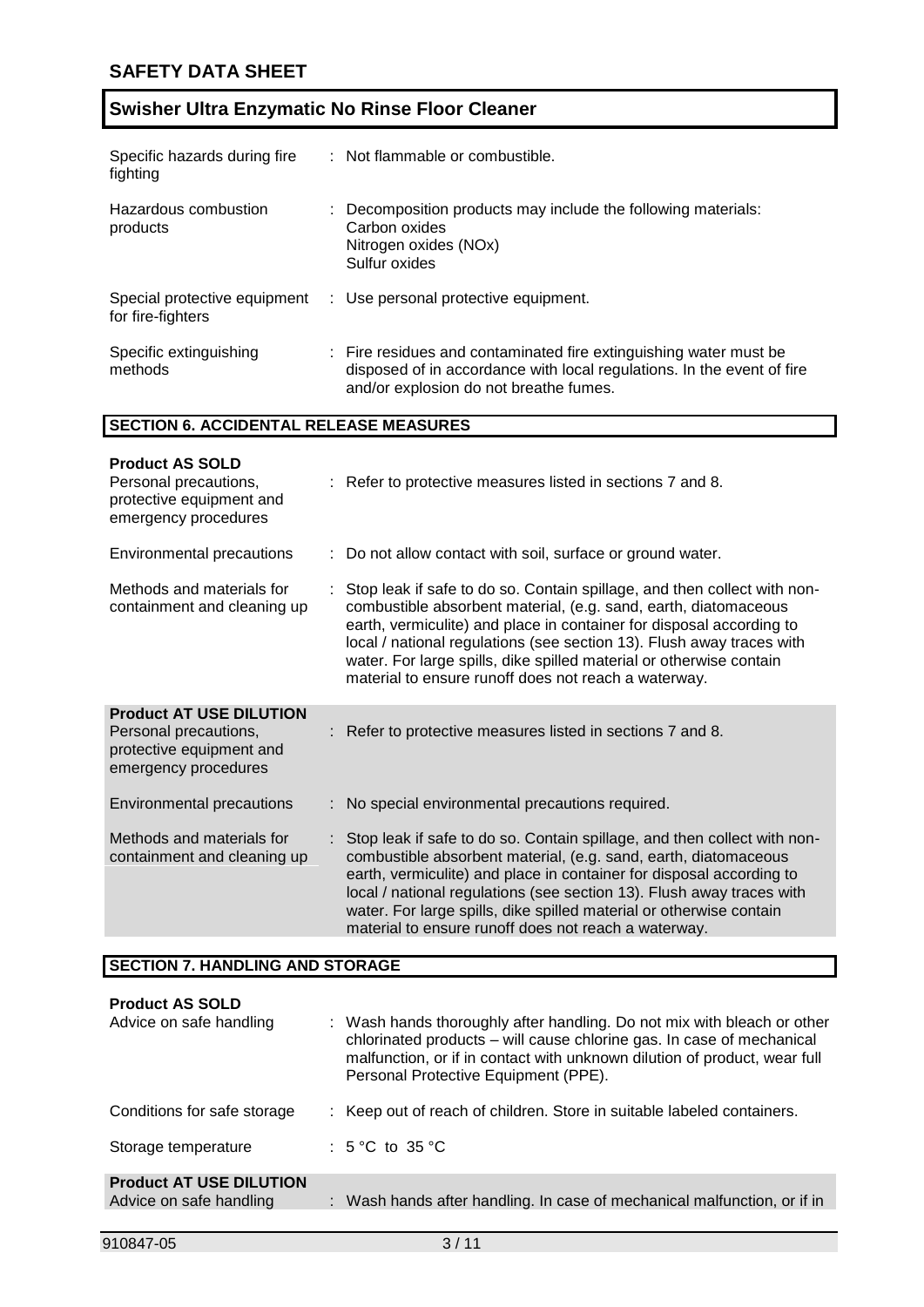| | |
|---|---|
| Specific hazards during fire fighting | : Not flammable or combustible. |
| Hazardous combustion products | : Decomposition products may include the following materials:<br>Carbon oxides<br>Nitrogen oxides (NOx)<br>Sulfur oxides |
| Special protective equipment for fire-fighters | : Use personal protective equipment. |
| Specific extinguishing methods | : Fire residues and contaminated fire extinguishing water must be disposed of in accordance with local regulations. In the event of fire and/or explosion do not breathe fumes. |

## SECTION 6. ACCIDENTAL RELEASE MEASURES

**Product AS SOLD**

| | |
|---|---|
| Personal precautions, protective equipment and emergency procedures | : Refer to protective measures listed in sections 7 and 8. |
| Environmental precautions | : Do not allow contact with soil, surface or ground water. |
| Methods and materials for containment and cleaning up | : Stop leak if safe to do so. Contain spillage, and then collect with non-combustible absorbent material, (e.g. sand, earth, diatomaceous earth, vermiculite) and place in container for disposal according to local / national regulations (see section 13). Flush away traces with water. For large spills, dike spilled material or otherwise contain material to ensure runoff does not reach a waterway. |

**Product AT USE DILUTION**

| | |
|---|---|
| Personal precautions, protective equipment and emergency procedures | : Refer to protective measures listed in sections 7 and 8. |
| Environmental precautions | : No special environmental precautions required. |
| Methods and materials for containment and cleaning up | : Stop leak if safe to do so. Contain spillage, and then collect with non-combustible absorbent material, (e.g. sand, earth, diatomaceous earth, vermiculite) and place in container for disposal according to local / national regulations (see section 13). Flush away traces with water. For large spills, dike spilled material or otherwise contain material to ensure runoff does not reach a waterway. |

## SECTION 7. HANDLING AND STORAGE

**Product AS SOLD**

| | |
|---|---|
| Advice on safe handling | : Wash hands thoroughly after handling. Do not mix with bleach or other chlorinated products – will cause chlorine gas. In case of mechanical malfunction, or if in contact with unknown dilution of product, wear full Personal Protective Equipment (PPE). |
| Conditions for safe storage | : Keep out of reach of children. Store in suitable labeled containers. |
| Storage temperature | : 5 °C to 35 °C |

**Product AT USE DILUTION**

| | |
|---|---|
| Advice on safe handling | : Wash hands after handling. In case of mechanical malfunction, or if in |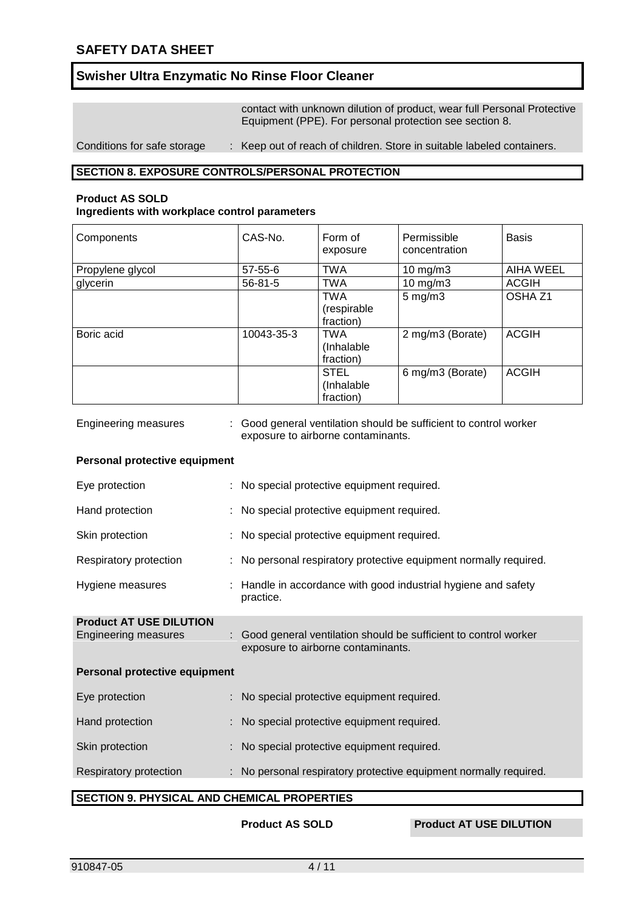contact with unknown dilution of product, wear full Personal Protective Equipment (PPE). For personal protection see section 8.

Conditions for safe storage : Keep out of reach of children. Store in suitable labeled containers.

## SECTION 8. EXPOSURE CONTROLS/PERSONAL PROTECTION

**Product AS SOLD**
**Ingredients with workplace control parameters**

| Components | CAS-No. | Form of exposure | Permissible concentration | Basis |
|---|---|---|---|---|
| Propylene glycol | 57-55-6 | TWA | 10 mg/m3 | AIHA WEEL |
| glycerin | 56-81-5 | TWA | 10 mg/m3 | ACGIH |
| | | TWA (respirable fraction) | 5 mg/m3 | OSHA Z1 |
| Boric acid | 10043-35-3 | TWA (Inhalable fraction) | 2 mg/m3 (Borate) | ACGIH |
| | | STEL (Inhalable fraction) | 6 mg/m3 (Borate) | ACGIH |

Engineering measures : Good general ventilation should be sufficient to control worker exposure to airborne contaminants.

**Personal protective equipment**

Eye protection : No special protective equipment required.

Hand protection : No special protective equipment required.

Skin protection : No special protective equipment required.

Respiratory protection : No personal respiratory protective equipment normally required.

Hygiene measures : Handle in accordance with good industrial hygiene and safety practice.

**Product AT USE DILUTION**

Engineering measures : Good general ventilation should be sufficient to control worker exposure to airborne contaminants.

**Personal protective equipment**

Eye protection : No special protective equipment required.

Hand protection : No special protective equipment required.

Skin protection : No special protective equipment required.

Respiratory protection : No personal respiratory protective equipment normally required.

## SECTION 9. PHYSICAL AND CHEMICAL PROPERTIES

| | Product AS SOLD | Product AT USE DILUTION |
|---|---|---|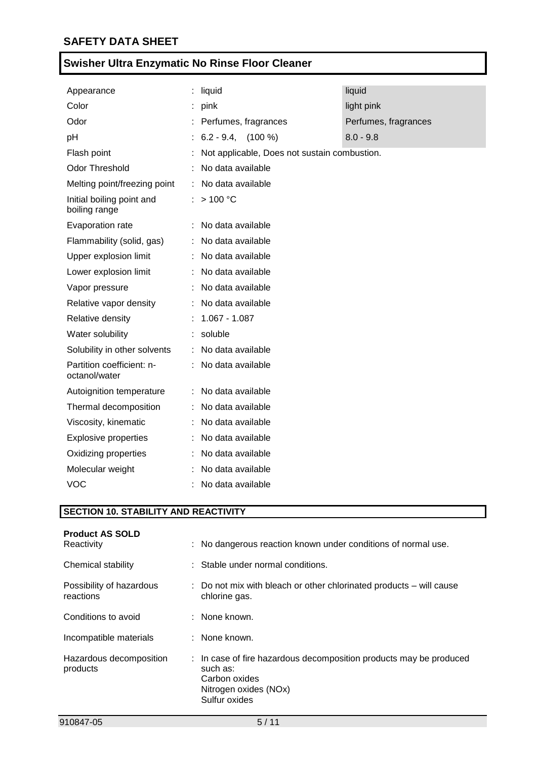| Property | | Value | Value (shaded column) |
|---|---|---|---|
| Appearance | : | liquid | liquid |
| Color | : | pink | light pink |
| Odor | : | Perfumes, fragrances | Perfumes, fragrances |
| pH | : | 6.2 - 9.4, (100 %) | 8.0 - 9.8 |
| Flash point | : | Not applicable, Does not sustain combustion. | |
| Odor Threshold | : | No data available | |
| Melting point/freezing point | : | No data available | |
| Initial boiling point and boiling range | : | > 100 °C | |
| Evaporation rate | : | No data available | |
| Flammability (solid, gas) | : | No data available | |
| Upper explosion limit | : | No data available | |
| Lower explosion limit | : | No data available | |
| Vapor pressure | : | No data available | |
| Relative vapor density | : | No data available | |
| Relative density | : | 1.067 - 1.087 | |
| Water solubility | : | soluble | |
| Solubility in other solvents | : | No data available | |
| Partition coefficient: n-octanol/water | : | No data available | |
| Autoignition temperature | : | No data available | |
| Thermal decomposition | : | No data available | |
| Viscosity, kinematic | : | No data available | |
| Explosive properties | : | No data available | |
| Oxidizing properties | : | No data available | |
| Molecular weight | : | No data available | |
| VOC | : | No data available | |

## SECTION 10. STABILITY AND REACTIVITY

**Product AS SOLD**

| | | |
|---|---|---|
| Reactivity | : | No dangerous reaction known under conditions of normal use. |
| Chemical stability | : | Stable under normal conditions. |
| Possibility of hazardous reactions | : | Do not mix with bleach or other chlorinated products – will cause chlorine gas. |
| Conditions to avoid | : | None known. |
| Incompatible materials | : | None known. |
| Hazardous decomposition products | : | In case of fire hazardous decomposition products may be produced such as:<br>Carbon oxides<br>Nitrogen oxides (NOx)<br>Sulfur oxides |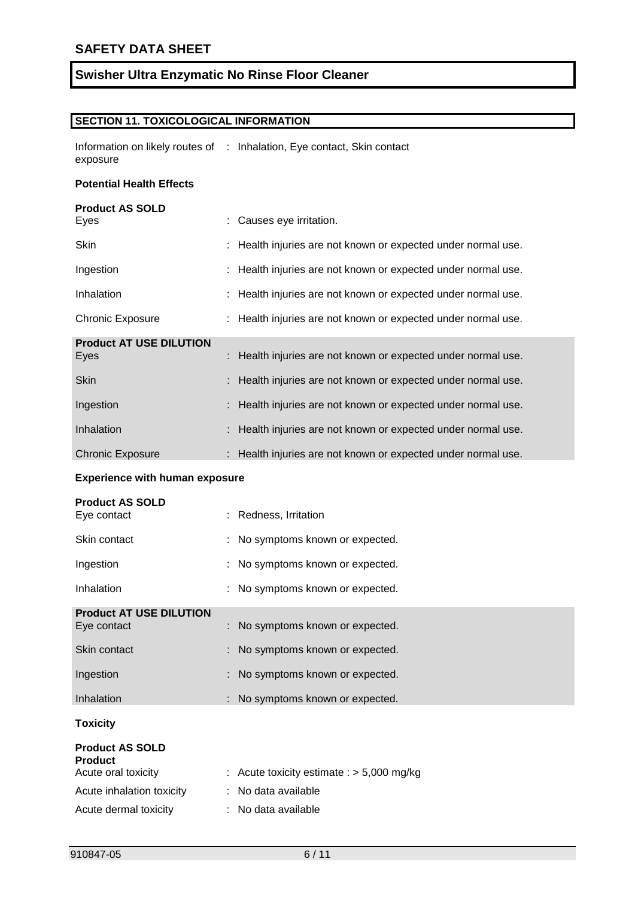## SECTION 11. TOXICOLOGICAL INFORMATION

Information on likely routes of exposure : Inhalation, Eye contact, Skin contact

**Potential Health Effects**

**Product AS SOLD**

| | |
|---|---|
| Eyes | : Causes eye irritation. |
| Skin | : Health injuries are not known or expected under normal use. |
| Ingestion | : Health injuries are not known or expected under normal use. |
| Inhalation | : Health injuries are not known or expected under normal use. |
| Chronic Exposure | : Health injuries are not known or expected under normal use. |

**Product AT USE DILUTION**

| | |
|---|---|
| Eyes | : Health injuries are not known or expected under normal use. |
| Skin | : Health injuries are not known or expected under normal use. |
| Ingestion | : Health injuries are not known or expected under normal use. |
| Inhalation | : Health injuries are not known or expected under normal use. |
| Chronic Exposure | : Health injuries are not known or expected under normal use. |

**Experience with human exposure**

**Product AS SOLD**

| | |
|---|---|
| Eye contact | : Redness, Irritation |
| Skin contact | : No symptoms known or expected. |
| Ingestion | : No symptoms known or expected. |
| Inhalation | : No symptoms known or expected. |

**Product AT USE DILUTION**

| | |
|---|---|
| Eye contact | : No symptoms known or expected. |
| Skin contact | : No symptoms known or expected. |
| Ingestion | : No symptoms known or expected. |
| Inhalation | : No symptoms known or expected. |

**Toxicity**

**Product AS SOLD**

**Product**

| | |
|---|---|
| Acute oral toxicity | : Acute toxicity estimate : > 5,000 mg/kg |
| Acute inhalation toxicity | : No data available |
| Acute dermal toxicity | : No data available |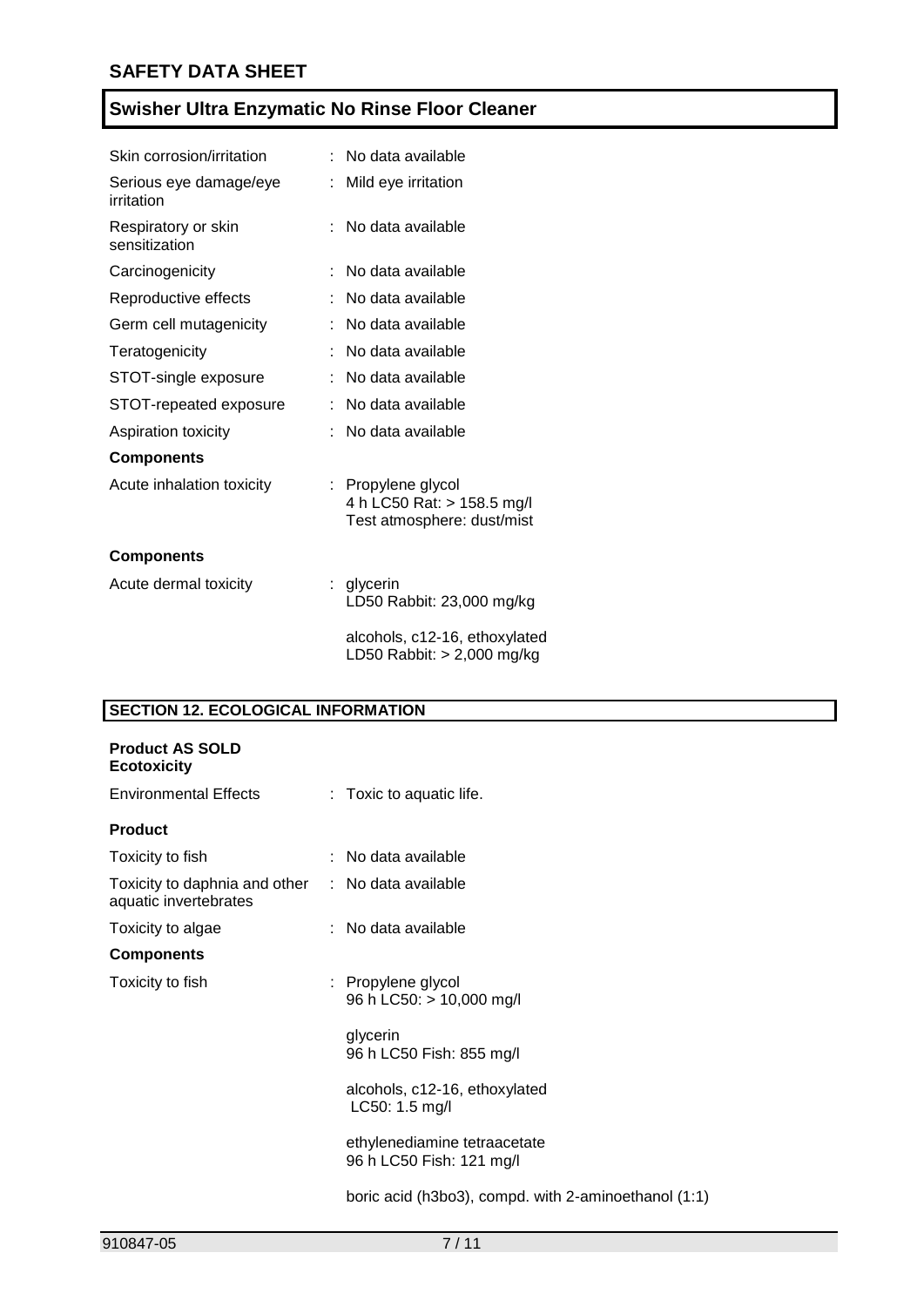| | |
|---|---|
| Skin corrosion/irritation | : No data available |
| Serious eye damage/eye irritation | : Mild eye irritation |
| Respiratory or skin sensitization | : No data available |
| Carcinogenicity | : No data available |
| Reproductive effects | : No data available |
| Germ cell mutagenicity | : No data available |
| Teratogenicity | : No data available |
| STOT-single exposure | : No data available |
| STOT-repeated exposure | : No data available |
| Aspiration toxicity | : No data available |

**Components**

| | |
|---|---|
| Acute inhalation toxicity | : Propylene glycol<br>4 h LC50 Rat: > 158.5 mg/l<br>Test atmosphere: dust/mist |

**Components**

| | |
|---|---|
| Acute dermal toxicity | : glycerin<br>LD50 Rabbit: 23,000 mg/kg<br><br>alcohols, c12-16, ethoxylated<br>LD50 Rabbit: > 2,000 mg/kg |

## SECTION 12. ECOLOGICAL INFORMATION

**Product AS SOLD**
**Ecotoxicity**

| | |
|---|---|
| Environmental Effects | : Toxic to aquatic life. |

**Product**

| | |
|---|---|
| Toxicity to fish | : No data available |
| Toxicity to daphnia and other aquatic invertebrates | : No data available |
| Toxicity to algae | : No data available |

**Components**

| | |
|---|---|
| Toxicity to fish | : Propylene glycol<br>96 h LC50: > 10,000 mg/l<br><br>glycerin<br>96 h LC50 Fish: 855 mg/l<br><br>alcohols, c12-16, ethoxylated<br>LC50: 1.5 mg/l<br><br>ethylenediamine tetraacetate<br>96 h LC50 Fish: 121 mg/l<br><br>boric acid (h3bo3), compd. with 2-aminoethanol (1:1) |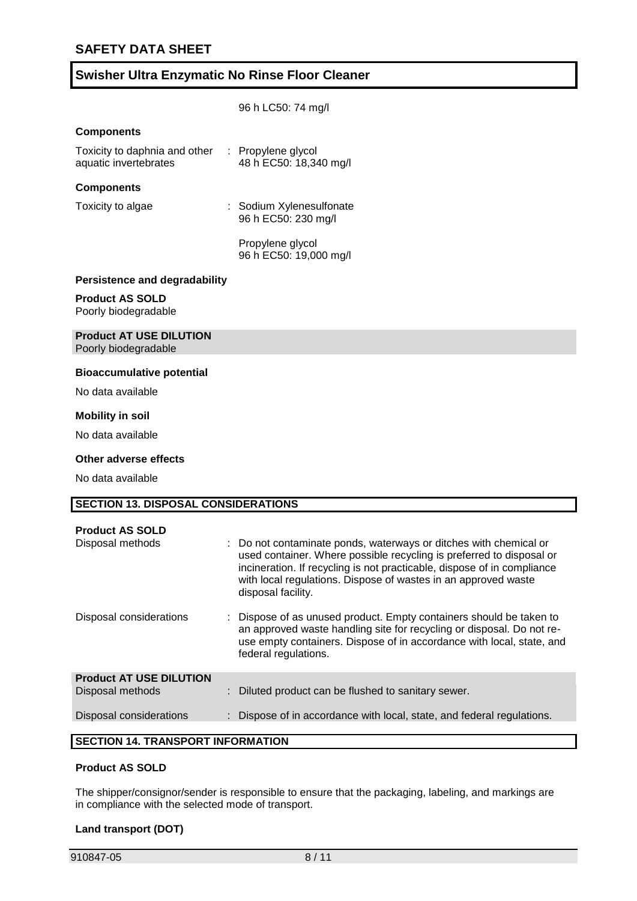96 h LC50: 74 mg/l

**Components**

Toxicity to daphnia and other aquatic invertebrates : Propylene glycol
48 h EC50: 18,340 mg/l

**Components**

Toxicity to algae : Sodium Xylenesulfonate
96 h EC50: 230 mg/l

Propylene glycol
96 h EC50: 19,000 mg/l

**Persistence and degradability**

**Product AS SOLD**
Poorly biodegradable

**Product AT USE DILUTION**
Poorly biodegradable

**Bioaccumulative potential**

No data available

**Mobility in soil**

No data available

**Other adverse effects**

No data available

## SECTION 13. DISPOSAL CONSIDERATIONS

**Product AS SOLD**

Disposal methods : Do not contaminate ponds, waterways or ditches with chemical or used container. Where possible recycling is preferred to disposal or incineration. If recycling is not practicable, dispose of in compliance with local regulations. Dispose of wastes in an approved waste disposal facility.

Disposal considerations : Dispose of as unused product. Empty containers should be taken to an approved waste handling site for recycling or disposal. Do not re-use empty containers. Dispose of in accordance with local, state, and federal regulations.

**Product AT USE DILUTION**

Disposal methods : Diluted product can be flushed to sanitary sewer.

Disposal considerations : Dispose of in accordance with local, state, and federal regulations.

## SECTION 14. TRANSPORT INFORMATION

**Product AS SOLD**

The shipper/consignor/sender is responsible to ensure that the packaging, labeling, and markings are in compliance with the selected mode of transport.

**Land transport (DOT)**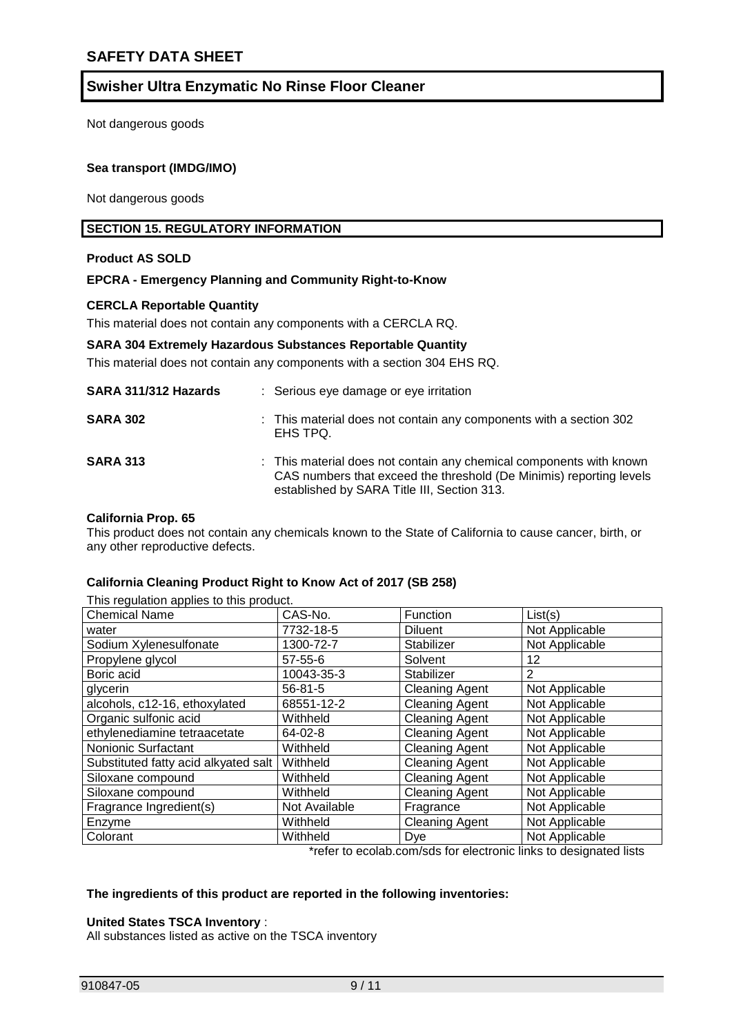Not dangerous goods

**Sea transport (IMDG/IMO)**

Not dangerous goods

## SECTION 15. REGULATORY INFORMATION

**Product AS SOLD**

**EPCRA - Emergency Planning and Community Right-to-Know**

**CERCLA Reportable Quantity**

This material does not contain any components with a CERCLA RQ.

**SARA 304 Extremely Hazardous Substances Reportable Quantity**

This material does not contain any components with a section 304 EHS RQ.

**SARA 311/312 Hazards** : Serious eye damage or eye irritation

**SARA 302** : This material does not contain any components with a section 302 EHS TPQ.

**SARA 313** : This material does not contain any chemical components with known CAS numbers that exceed the threshold (De Minimis) reporting levels established by SARA Title III, Section 313.

**California Prop. 65**

This product does not contain any chemicals known to the State of California to cause cancer, birth, or any other reproductive defects.

**California Cleaning Product Right to Know Act of 2017 (SB 258)**

This regulation applies to this product.

| Chemical Name | CAS-No. | Function | List(s) |
|---|---|---|---|
| water | 7732-18-5 | Diluent | Not Applicable |
| Sodium Xylenesulfonate | 1300-72-7 | Stabilizer | Not Applicable |
| Propylene glycol | 57-55-6 | Solvent | 12 |
| Boric acid | 10043-35-3 | Stabilizer | 2 |
| glycerin | 56-81-5 | Cleaning Agent | Not Applicable |
| alcohols, c12-16, ethoxylated | 68551-12-2 | Cleaning Agent | Not Applicable |
| Organic sulfonic acid | Withheld | Cleaning Agent | Not Applicable |
| ethylenediamine tetraacetate | 64-02-8 | Cleaning Agent | Not Applicable |
| Nonionic Surfactant | Withheld | Cleaning Agent | Not Applicable |
| Substituted fatty acid alkyated salt | Withheld | Cleaning Agent | Not Applicable |
| Siloxane compound | Withheld | Cleaning Agent | Not Applicable |
| Siloxane compound | Withheld | Cleaning Agent | Not Applicable |
| Fragrance Ingredient(s) | Not Available | Fragrance | Not Applicable |
| Enzyme | Withheld | Cleaning Agent | Not Applicable |
| Colorant | Withheld | Dye | Not Applicable |

*refer to ecolab.com/sds for electronic links to designated lists

**The ingredients of this product are reported in the following inventories:**

**United States TSCA Inventory** :

All substances listed as active on the TSCA inventory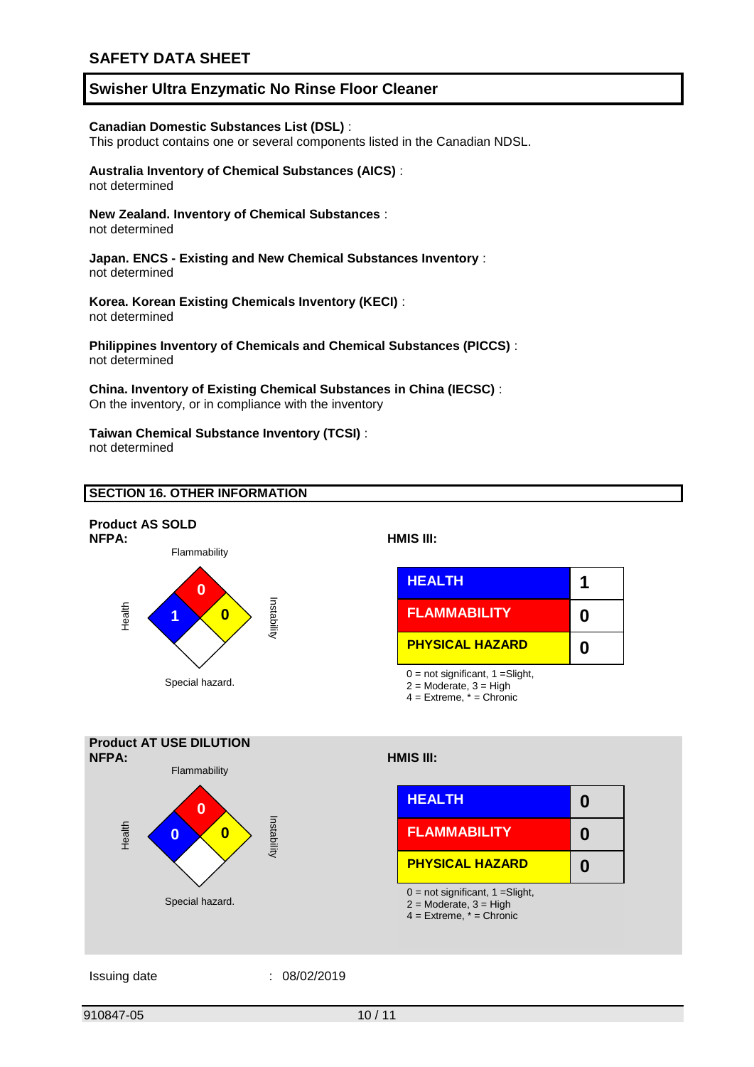**Canadian Domestic Substances List (DSL)** :
This product contains one or several components listed in the Canadian NDSL.

**Australia Inventory of Chemical Substances (AICS)** :
not determined

**New Zealand. Inventory of Chemical Substances** :
not determined

**Japan. ENCS - Existing and New Chemical Substances Inventory** :
not determined

**Korea. Korean Existing Chemicals Inventory (KECI)** :
not determined

**Philippines Inventory of Chemicals and Chemical Substances (PICCS)** :
not determined

**China. Inventory of Existing Chemical Substances in China (IECSC)** :
On the inventory, or in compliance with the inventory

**Taiwan Chemical Substance Inventory (TCSI)** :
not determined

## SECTION 16. OTHER INFORMATION

**Product AS SOLD**

**NFPA:**

| Health | Flammability | Instability | Special hazard. |
|---|---|---|---|
| 1 | 0 | 0 | |

**HMIS III:**

| | |
|---|---|
| HEALTH | 1 |
| FLAMMABILITY | 0 |
| PHYSICAL HAZARD | 0 |

0 = not significant, 1 =Slight,
2 = Moderate, 3 = High
4 = Extreme, * = Chronic

**Product AT USE DILUTION**

**NFPA:**

| Health | Flammability | Instability | Special hazard. |
|---|---|---|---|
| 0 | 0 | 0 | |

**HMIS III:**

| | |
|---|---|
| HEALTH | 0 |
| FLAMMABILITY | 0 |
| PHYSICAL HAZARD | 0 |

0 = not significant, 1 =Slight,
2 = Moderate, 3 = High
4 = Extreme, * = Chronic

Issuing date : 08/02/2019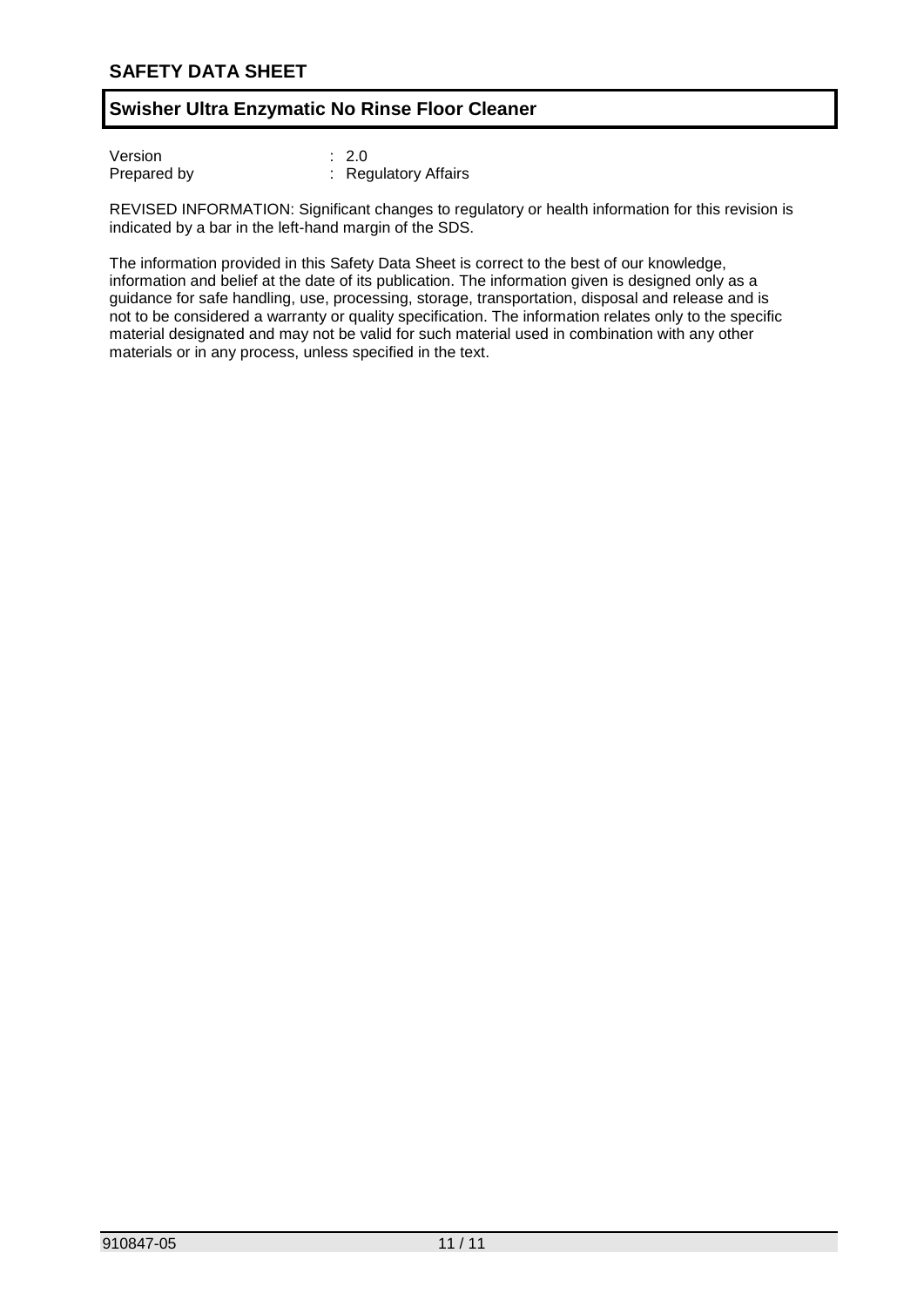| | | |
|---|---|---|
| Version | : | 2.0 |
| Prepared by | : | Regulatory Affairs |

REVISED INFORMATION: Significant changes to regulatory or health information for this revision is indicated by a bar in the left-hand margin of the SDS.

The information provided in this Safety Data Sheet is correct to the best of our knowledge, information and belief at the date of its publication. The information given is designed only as a guidance for safe handling, use, processing, storage, transportation, disposal and release and is not to be considered a warranty or quality specification. The information relates only to the specific material designated and may not be valid for such material used in combination with any other materials or in any process, unless specified in the text.